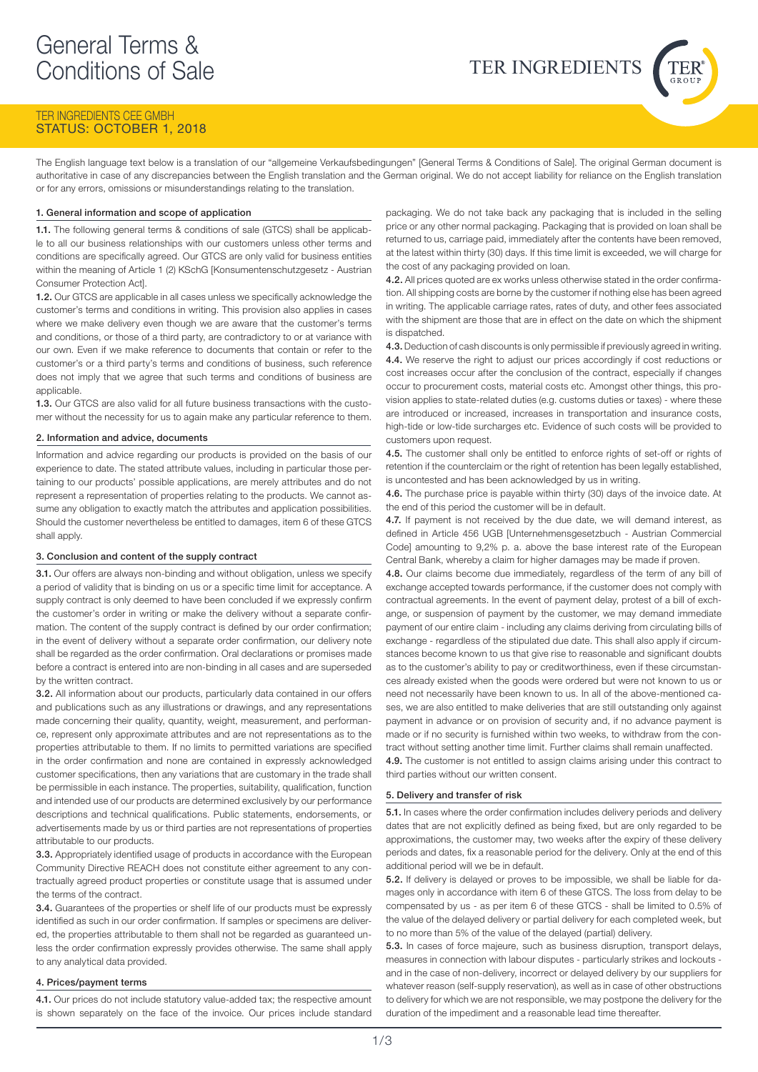# General Terms & Conditions of Sale

TER INGREDIENTS

TER INGREDIENTS CEE GMBH
STATUS: OCTOBER 1, 2018

The English language text below is a translation of our "allgemeine Verkaufsbedingungen" [General Terms & Conditions of Sale]. The original German document is authoritative in case of any discrepancies between the English translation and the German original. We do not accept liability for reliance on the English translation or for any errors, omissions or misunderstandings relating to the translation.

## 1. General information and scope of application

**1.1.** The following general terms & conditions of sale (GTCS) shall be applicable to all our business relationships with our customers unless other terms and conditions are specifically agreed. Our GTCS are only valid for business entities within the meaning of Article 1 (2) KSchG [Konsumentenschutzgesetz - Austrian Consumer Protection Act].

**1.2.** Our GTCS are applicable in all cases unless we specifically acknowledge the customer's terms and conditions in writing. This provision also applies in cases where we make delivery even though we are aware that the customer's terms and conditions, or those of a third party, are contradictory to or at variance with our own. Even if we make reference to documents that contain or refer to the customer's or a third party's terms and conditions of business, such reference does not imply that we agree that such terms and conditions of business are applicable.

**1.3.** Our GTCS are also valid for all future business transactions with the customer without the necessity for us to again make any particular reference to them.

## 2. Information and advice, documents

Information and advice regarding our products is provided on the basis of our experience to date. The stated attribute values, including in particular those pertaining to our products' possible applications, are merely attributes and do not represent a representation of properties relating to the products. We cannot assume any obligation to exactly match the attributes and application possibilities. Should the customer nevertheless be entitled to damages, item 6 of these GTCS shall apply.

## 3. Conclusion and content of the supply contract

**3.1.** Our offers are always non-binding and without obligation, unless we specify a period of validity that is binding on us or a specific time limit for acceptance. A supply contract is only deemed to have been concluded if we expressly confirm the customer's order in writing or make the delivery without a separate confirmation. The content of the supply contract is defined by our order confirmation; in the event of delivery without a separate order confirmation, our delivery note shall be regarded as the order confirmation. Oral declarations or promises made before a contract is entered into are non-binding in all cases and are superseded by the written contract.

**3.2.** All information about our products, particularly data contained in our offers and publications such as any illustrations or drawings, and any representations made concerning their quality, quantity, weight, measurement, and performance, represent only approximate attributes and are not representations as to the properties attributable to them. If no limits to permitted variations are specified in the order confirmation and none are contained in expressly acknowledged customer specifications, then any variations that are customary in the trade shall be permissible in each instance. The properties, suitability, qualification, function and intended use of our products are determined exclusively by our performance descriptions and technical qualifications. Public statements, endorsements, or advertisements made by us or third parties are not representations of properties attributable to our products.

**3.3.** Appropriately identified usage of products in accordance with the European Community Directive REACH does not constitute either agreement to any contractually agreed product properties or constitute usage that is assumed under the terms of the contract.

**3.4.** Guarantees of the properties or shelf life of our products must be expressly identified as such in our order confirmation. If samples or specimens are delivered, the properties attributable to them shall not be regarded as guaranteed unless the order confirmation expressly provides otherwise. The same shall apply to any analytical data provided.

## 4. Prices/payment terms

**4.1.** Our prices do not include statutory value-added tax; the respective amount is shown separately on the face of the invoice. Our prices include standard packaging. We do not take back any packaging that is included in the selling price or any other normal packaging. Packaging that is provided on loan shall be returned to us, carriage paid, immediately after the contents have been removed, at the latest within thirty (30) days. If this time limit is exceeded, we will charge for the cost of any packaging provided on loan.

**4.2.** All prices quoted are ex works unless otherwise stated in the order confirmation. All shipping costs are borne by the customer if nothing else has been agreed in writing. The applicable carriage rates, rates of duty, and other fees associated with the shipment are those that are in effect on the date on which the shipment is dispatched.

**4.3.** Deduction of cash discounts is only permissible if previously agreed in writing.

**4.4.** We reserve the right to adjust our prices accordingly if cost reductions or cost increases occur after the conclusion of the contract, especially if changes occur to procurement costs, material costs etc. Amongst other things, this provision applies to state-related duties (e.g. customs duties or taxes) - where these are introduced or increased, increases in transportation and insurance costs, high-tide or low-tide surcharges etc. Evidence of such costs will be provided to customers upon request.

**4.5.** The customer shall only be entitled to enforce rights of set-off or rights of retention if the counterclaim or the right of retention has been legally established, is uncontested and has been acknowledged by us in writing.

**4.6.** The purchase price is payable within thirty (30) days of the invoice date. At the end of this period the customer will be in default.

**4.7.** If payment is not received by the due date, we will demand interest, as defined in Article 456 UGB [Unternehmensgesetzbuch - Austrian Commercial Code] amounting to 9,2% p. a. above the base interest rate of the European Central Bank, whereby a claim for higher damages may be made if proven.

**4.8.** Our claims become due immediately, regardless of the term of any bill of exchange accepted towards performance, if the customer does not comply with contractual agreements. In the event of payment delay, protest of a bill of exchange, or suspension of payment by the customer, we may demand immediate payment of our entire claim - including any claims deriving from circulating bills of exchange - regardless of the stipulated due date. This shall also apply if circumstances become known to us that give rise to reasonable and significant doubts as to the customer's ability to pay or creditworthiness, even if these circumstances already existed when the goods were ordered but were not known to us or need not necessarily have been known to us. In all of the above-mentioned cases, we are also entitled to make deliveries that are still outstanding only against payment in advance or on provision of security and, if no advance payment is made or if no security is furnished within two weeks, to withdraw from the contract without setting another time limit. Further claims shall remain unaffected.

**4.9.** The customer is not entitled to assign claims arising under this contract to third parties without our written consent.

## 5. Delivery and transfer of risk

**5.1.** In cases where the order confirmation includes delivery periods and delivery dates that are not explicitly defined as being fixed, but are only regarded to be approximations, the customer may, two weeks after the expiry of these delivery periods and dates, fix a reasonable period for the delivery. Only at the end of this additional period will we be in default.

**5.2.** If delivery is delayed or proves to be impossible, we shall be liable for damages only in accordance with item 6 of these GTCS. The loss from delay to be compensated by us - as per item 6 of these GTCS - shall be limited to 0.5% of the value of the delayed delivery or partial delivery for each completed week, but to no more than 5% of the value of the delayed (partial) delivery.

**5.3.** In cases of force majeure, such as business disruption, transport delays, measures in connection with labour disputes - particularly strikes and lockouts - and in the case of non-delivery, incorrect or delayed delivery by our suppliers for whatever reason (self-supply reservation), as well as in case of other obstructions to delivery for which we are not responsible, we may postpone the delivery for the duration of the impediment and a reasonable lead time thereafter.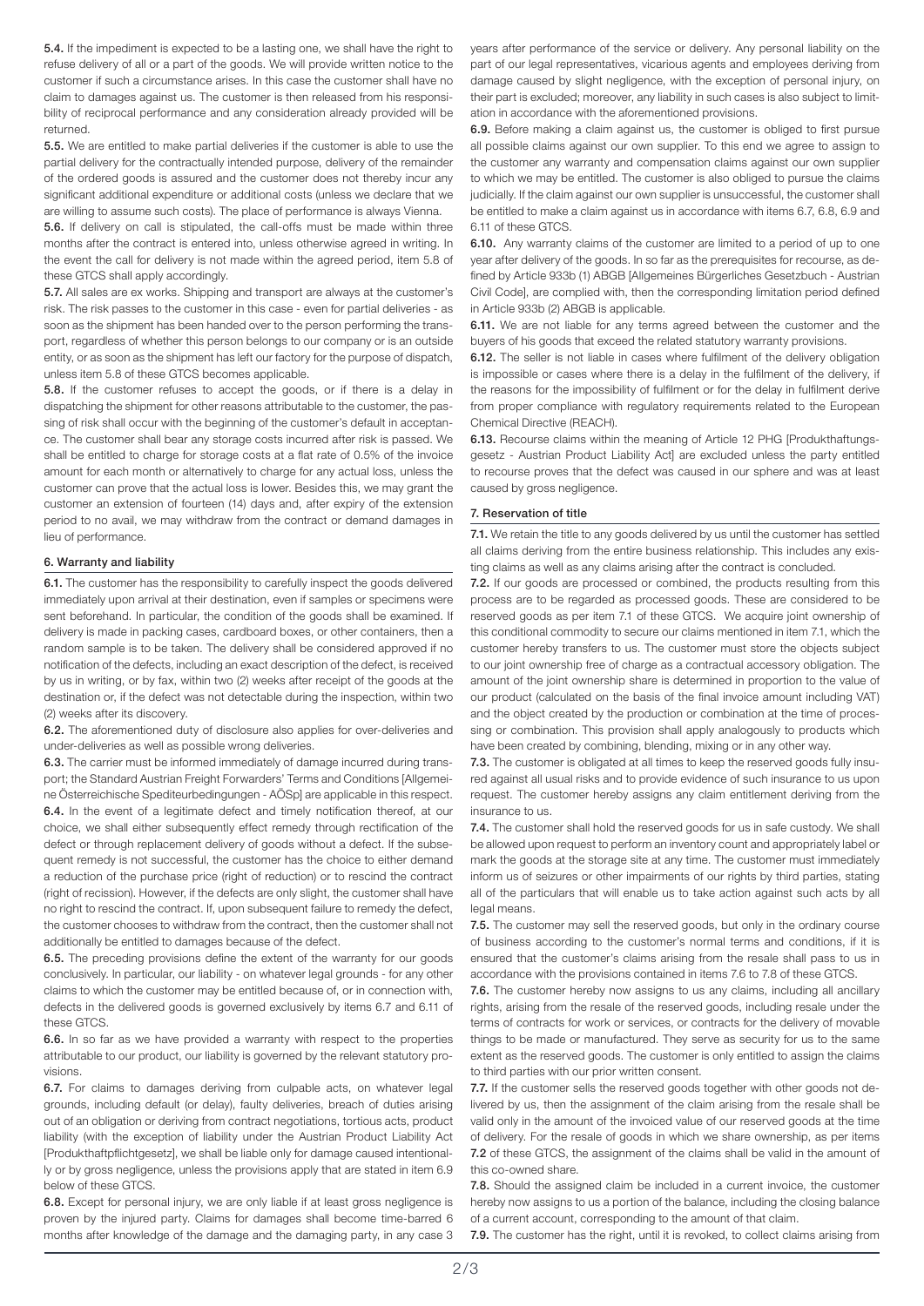**5.4.** If the impediment is expected to be a lasting one, we shall have the right to refuse delivery of all or a part of the goods. We will provide written notice to the customer if such a circumstance arises. In this case the customer shall have no claim to damages against us. The customer is then released from his responsibility of reciprocal performance and any consideration already provided will be returned.

**5.5.** We are entitled to make partial deliveries if the customer is able to use the partial delivery for the contractually intended purpose, delivery of the remainder of the ordered goods is assured and the customer does not thereby incur any significant additional expenditure or additional costs (unless we declare that we are willing to assume such costs). The place of performance is always Vienna.

**5.6.** If delivery on call is stipulated, the call-offs must be made within three months after the contract is entered into, unless otherwise agreed in writing. In the event the call for delivery is not made within the agreed period, item 5.8 of these GTCS shall apply accordingly.

**5.7.** All sales are ex works. Shipping and transport are always at the customer's risk. The risk passes to the customer in this case - even for partial deliveries - as soon as the shipment has been handed over to the person performing the transport, regardless of whether this person belongs to our company or is an outside entity, or as soon as the shipment has left our factory for the purpose of dispatch, unless item 5.8 of these GTCS becomes applicable.

**5.8.** If the customer refuses to accept the goods, or if there is a delay in dispatching the shipment for other reasons attributable to the customer, the passing of risk shall occur with the beginning of the customer's default in acceptance. The customer shall bear any storage costs incurred after risk is passed. We shall be entitled to charge for storage costs at a flat rate of 0.5% of the invoice amount for each month or alternatively to charge for any actual loss, unless the customer can prove that the actual loss is lower. Besides this, we may grant the customer an extension of fourteen (14) days and, after expiry of the extension period to no avail, we may withdraw from the contract or demand damages in lieu of performance.

## 6. Warranty and liability

**6.1.** The customer has the responsibility to carefully inspect the goods delivered immediately upon arrival at their destination, even if samples or specimens were sent beforehand. In particular, the condition of the goods shall be examined. If delivery is made in packing cases, cardboard boxes, or other containers, then a random sample is to be taken. The delivery shall be considered approved if no notification of the defects, including an exact description of the defect, is received by us in writing, or by fax, within two (2) weeks after receipt of the goods at the destination or, if the defect was not detectable during the inspection, within two (2) weeks after its discovery.

**6.2.** The aforementioned duty of disclosure also applies for over-deliveries and under-deliveries as well as possible wrong deliveries.

**6.3.** The carrier must be informed immediately of damage incurred during transport; the Standard Austrian Freight Forwarders' Terms and Conditions [Allgemeine Österreichische Spediteurbedingungen - AÖSp] are applicable in this respect.

**6.4.** In the event of a legitimate defect and timely notification thereof, at our choice, we shall either subsequently effect remedy through rectification of the defect or through replacement delivery of goods without a defect. If the subsequent remedy is not successful, the customer has the choice to either demand a reduction of the purchase price (right of reduction) or to rescind the contract (right of recission). However, if the defects are only slight, the customer shall have no right to rescind the contract. If, upon subsequent failure to remedy the defect, the customer chooses to withdraw from the contract, then the customer shall not additionally be entitled to damages because of the defect.

**6.5.** The preceding provisions define the extent of the warranty for our goods conclusively. In particular, our liability - on whatever legal grounds - for any other claims to which the customer may be entitled because of, or in connection with, defects in the delivered goods is governed exclusively by items 6.7 and 6.11 of these GTCS.

**6.6.** In so far as we have provided a warranty with respect to the properties attributable to our product, our liability is governed by the relevant statutory provisions.

**6.7.** For claims to damages deriving from culpable acts, on whatever legal grounds, including default (or delay), faulty deliveries, breach of duties arising out of an obligation or deriving from contract negotiations, tortious acts, product liability (with the exception of liability under the Austrian Product Liability Act [Produkthaftpflichtgesetz], we shall be liable only for damage caused intentionally or by gross negligence, unless the provisions apply that are stated in item 6.9 below of these GTCS.

**6.8.** Except for personal injury, we are only liable if at least gross negligence is proven by the injured party. Claims for damages shall become time-barred 6 months after knowledge of the damage and the damaging party, in any case 3 years after performance of the service or delivery. Any personal liability on the part of our legal representatives, vicarious agents and employees deriving from damage caused by slight negligence, with the exception of personal injury, on their part is excluded; moreover, any liability in such cases is also subject to limitation in accordance with the aforementioned provisions.

**6.9.** Before making a claim against us, the customer is obliged to first pursue all possible claims against our own supplier. To this end we agree to assign to the customer any warranty and compensation claims against our own supplier to which we may be entitled. The customer is also obliged to pursue the claims judicially. If the claim against our own supplier is unsuccessful, the customer shall be entitled to make a claim against us in accordance with items 6.7, 6.8, 6.9 and 6.11 of these GTCS.

**6.10.** Any warranty claims of the customer are limited to a period of up to one year after delivery of the goods. In so far as the prerequisites for recourse, as defined by Article 933b (1) ABGB [Allgemeines Bürgerliches Gesetzbuch - Austrian Civil Code], are complied with, then the corresponding limitation period defined in Article 933b (2) ABGB is applicable.

**6.11.** We are not liable for any terms agreed between the customer and the buyers of his goods that exceed the related statutory warranty provisions.

**6.12.** The seller is not liable in cases where fulfilment of the delivery obligation is impossible or cases where there is a delay in the fulfilment of the delivery, if the reasons for the impossibility of fulfilment or for the delay in fulfilment derive from proper compliance with regulatory requirements related to the European Chemical Directive (REACH).

**6.13.** Recourse claims within the meaning of Article 12 PHG [Produkthaftungsgesetz - Austrian Product Liability Act] are excluded unless the party entitled to recourse proves that the defect was caused in our sphere and was at least caused by gross negligence.

## 7. Reservation of title

**7.1.** We retain the title to any goods delivered by us until the customer has settled all claims deriving from the entire business relationship. This includes any existing claims as well as any claims arising after the contract is concluded.

**7.2.** If our goods are processed or combined, the products resulting from this process are to be regarded as processed goods. These are considered to be reserved goods as per item 7.1 of these GTCS. We acquire joint ownership of this conditional commodity to secure our claims mentioned in item 7.1, which the customer hereby transfers to us. The customer must store the objects subject to our joint ownership free of charge as a contractual accessory obligation. The amount of the joint ownership share is determined in proportion to the value of our product (calculated on the basis of the final invoice amount including VAT) and the object created by the production or combination at the time of processing or combination. This provision shall apply analogously to products which have been created by combining, blending, mixing or in any other way.

**7.3.** The customer is obligated at all times to keep the reserved goods fully insured against all usual risks and to provide evidence of such insurance to us upon request. The customer hereby assigns any claim entitlement deriving from the insurance to us.

**7.4.** The customer shall hold the reserved goods for us in safe custody. We shall be allowed upon request to perform an inventory count and appropriately label or mark the goods at the storage site at any time. The customer must immediately inform us of seizures or other impairments of our rights by third parties, stating all of the particulars that will enable us to take action against such acts by all legal means.

**7.5.** The customer may sell the reserved goods, but only in the ordinary course of business according to the customer's normal terms and conditions, if it is ensured that the customer's claims arising from the resale shall pass to us in accordance with the provisions contained in items 7.6 to 7.8 of these GTCS.

**7.6.** The customer hereby now assigns to us any claims, including all ancillary rights, arising from the resale of the reserved goods, including resale under the terms of contracts for work or services, or contracts for the delivery of movable things to be made or manufactured. They serve as security for us to the same extent as the reserved goods. The customer is only entitled to assign the claims to third parties with our prior written consent.

**7.7.** If the customer sells the reserved goods together with other goods not delivered by us, then the assignment of the claim arising from the resale shall be valid only in the amount of the invoiced value of our reserved goods at the time of delivery. For the resale of goods in which we share ownership, as per items **7.2** of these GTCS, the assignment of the claims shall be valid in the amount of this co-owned share.

**7.8.** Should the assigned claim be included in a current invoice, the customer hereby now assigns to us a portion of the balance, including the closing balance of a current account, corresponding to the amount of that claim.

**7.9.** The customer has the right, until it is revoked, to collect claims arising from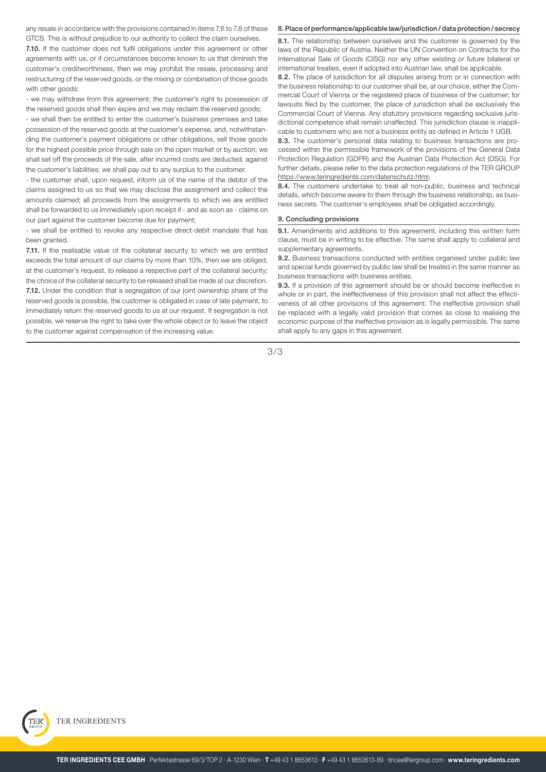any resale in accordance with the provisions contained in items 7.6 to 7.8 of these GTCS. This is without prejudice to our authority to collect the claim ourselves.

**7.10.** If the customer does not fulfil obligations under this agreement or other agreements with us, or if circumstances become known to us that diminish the customer's creditworthiness, then we may prohibit the resale, processing and restructuring of the reserved goods, or the mixing or combination of those goods with other goods;

- we may withdraw from this agreement; the customer's right to possession of the reserved goods shall then expire and we may reclaim the reserved goods;
- we shall then be entitled to enter the customer's business premises and take possession of the reserved goods at the customer's expense, and, notwithstanding the customer's payment obligations or other obligations, sell those goods for the highest possible price through sale on the open market or by auction; we shall set off the proceeds of the sale, after incurred costs are deducted, against the customer's liabilities; we shall pay out to any surplus to the customer.
- the customer shall, upon request, inform us of the name of the debtor of the claims assigned to us so that we may disclose the assignment and collect the amounts claimed; all proceeds from the assignments to which we are entitled shall be forwarded to us immediately upon receipt if - and as soon as - claims on our part against the customer become due for payment;
- we shall be entitled to revoke any respective direct-debit mandate that has been granted.

**7.11.** If the realisable value of the collateral security to which we are entitled exceeds the total amount of our claims by more than 10%, then we are obliged, at the customer's request, to release a respective part of the collateral security; the choice of the collateral security to be released shall be made at our discretion.

**7.12.** Under the condition that a segregation of our joint ownership share of the reserved goods is possible, the customer is obligated in case of late payment, to immediately return the reserved goods to us at our request. If segregation is not possible, we reserve the right to take over the whole object or to leave the object to the customer against compensation of the increasing value.

## 8. Place of performance/applicable law/jurisdiction / data protection / secrecy

**8.1.** The relationship between ourselves and the customer is governed by the laws of the Republic of Austria. Neither the UN Convention on Contracts for the International Sale of Goods (CISG) nor any other existing or future bilateral or international treaties, even if adopted into Austrian law, shall be applicable.

**8.2.** The place of jurisdiction for all disputes arising from or in connection with the business relationship to our customer shall be, at our choice, either the Commercial Court of Vienna or the registered place of business of the customer; for lawsuits filed by the customer, the place of jurisdiction shall be exclusively the Commercial Court of Vienna. Any statutory provisions regarding exclusive jurisdictional competence shall remain unaffected. This jurisdiction clause is inapplicable to customers who are not a business entity as defined in Article 1 UGB.

**8.3.** The customer's personal data relating to business transactions are processed within the permissible framework of the provisions of the General Data Protection Regulation (GDPR) and the Austrian Data Protection Act (DSG). For further details, please refer to the data protection regulations of the TER GROUP https://www.teringredients.com/datenschutz.html.

**8.4.** The customers undertake to treat all non-public, business and technical details, which become aware to them through the business relationship, as business secrets. The customer's employees shall be obligated accordingly.

## 9. Concluding provisions

**9.1.** Amendments and additions to this agreement, including this written form clause, must be in writing to be effective. The same shall apply to collateral and supplementary agreements.

**9.2.** Business transactions conducted with entities organised under public law and special funds governed by public law shall be treated in the same manner as business transactions with business entities.

**9.3.** If a provision of this agreement should be or should become ineffective in whole or in part, the ineffectiveness of this provision shall not affect the effectiveness of all other provisions of this agreement. The ineffective provision shall be replaced with a legally valid provision that comes as close to realising the economic purpose of the ineffective provision as is legally permissible. The same shall apply to any gaps in this agreement.